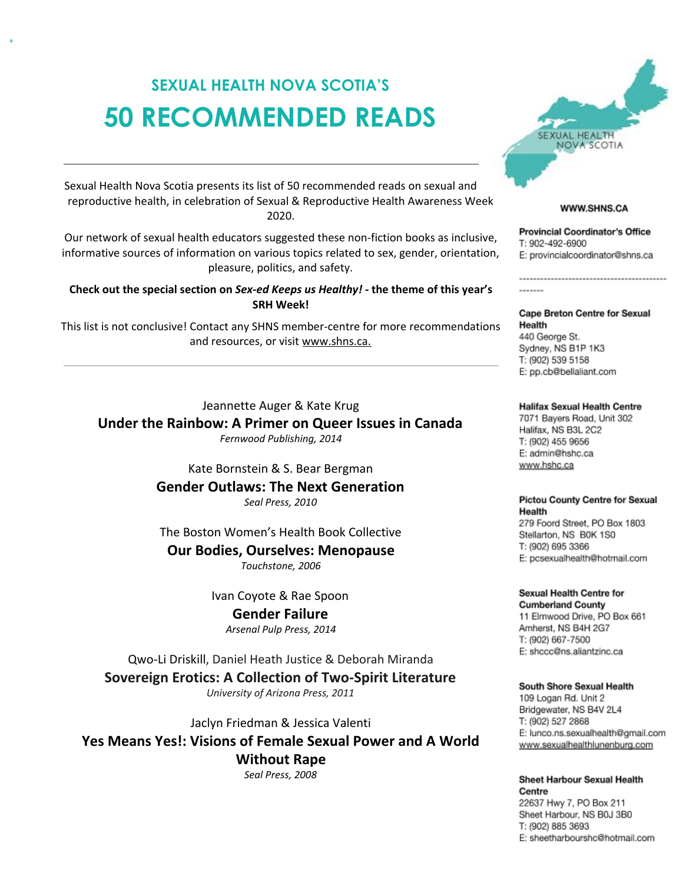## SEXUAL HEALTH NOVA SCOTIA'S

# 50 RECOMMENDED READS

---

Sexual Health Nova Scotia presents its list of 50 recommended reads on sexual and reproductive health, in celebration of Sexual & Reproductive Health Awareness Week 2020.

Our network of sexual health educators suggested these non-fiction books as inclusive, informative sources of information on various topics related to sex, gender, orientation, pleasure, politics, and safety.

**Check out the special section on *Sex-ed Keeps us Healthy!* - the theme of this year's SRH Week!**

This list is not conclusive! Contact any SHNS member-centre for more recommendations and resources, or visit www.shns.ca.

---

Jeannette Auger & Kate Krug
**Under the Rainbow: A Primer on Queer Issues in Canada**
*Fernwood Publishing, 2014*

Kate Bornstein & S. Bear Bergman
**Gender Outlaws: The Next Generation**
*Seal Press, 2010*

The Boston Women's Health Book Collective
**Our Bodies, Ourselves: Menopause**
*Touchstone, 2006*

Ivan Coyote & Rae Spoon
**Gender Failure**
*Arsenal Pulp Press, 2014*

Qwo-Li Driskill, Daniel Heath Justice & Deborah Miranda
**Sovereign Erotics: A Collection of Two-Spirit Literature**
*University of Arizona Press, 2011*

Jaclyn Friedman & Jessica Valenti
**Yes Means Yes!: Visions of Female Sexual Power and A World Without Rape**
*Seal Press, 2008*

---

SEXUAL HEALTH NOVA SCOTIA

**WWW.SHNS.CA**

**Provincial Coordinator's Office**
T: 902-492-6900
E: provincialcoordinator@shns.ca

---

**Cape Breton Centre for Sexual Health**
440 George St.
Sydney, NS B1P 1K3
T: (902) 539 5158
E: pp.cb@bellaliant.com

**Halifax Sexual Health Centre**
7071 Bayers Road, Unit 302
Halifax, NS B3L 2C2
T: (902) 455 9656
E: admin@hshc.ca
www.hshc.ca

**Pictou County Centre for Sexual Health**
279 Foord Street, PO Box 1803
Stellarton, NS B0K 1S0
T: (902) 695 3366
E: pcsexualhealth@hotmail.com

**Sexual Health Centre for Cumberland County**
11 Elmwood Drive, PO Box 661
Amherst, NS B4H 2G7
T: (902) 667-7500
E: shccc@ns.aliantzinc.ca

**South Shore Sexual Health**
109 Logan Rd. Unit 2
Bridgewater, NS B4V 2L4
T: (902) 527 2868
E: lunco.ns.sexualhealth@gmail.com
www.sexualhealthlunenburg.com

**Sheet Harbour Sexual Health Centre**
22637 Hwy 7, PO Box 211
Sheet Harbour, NS B0J 3B0
T: (902) 885 3693
E: sheetharbourshc@hotmail.com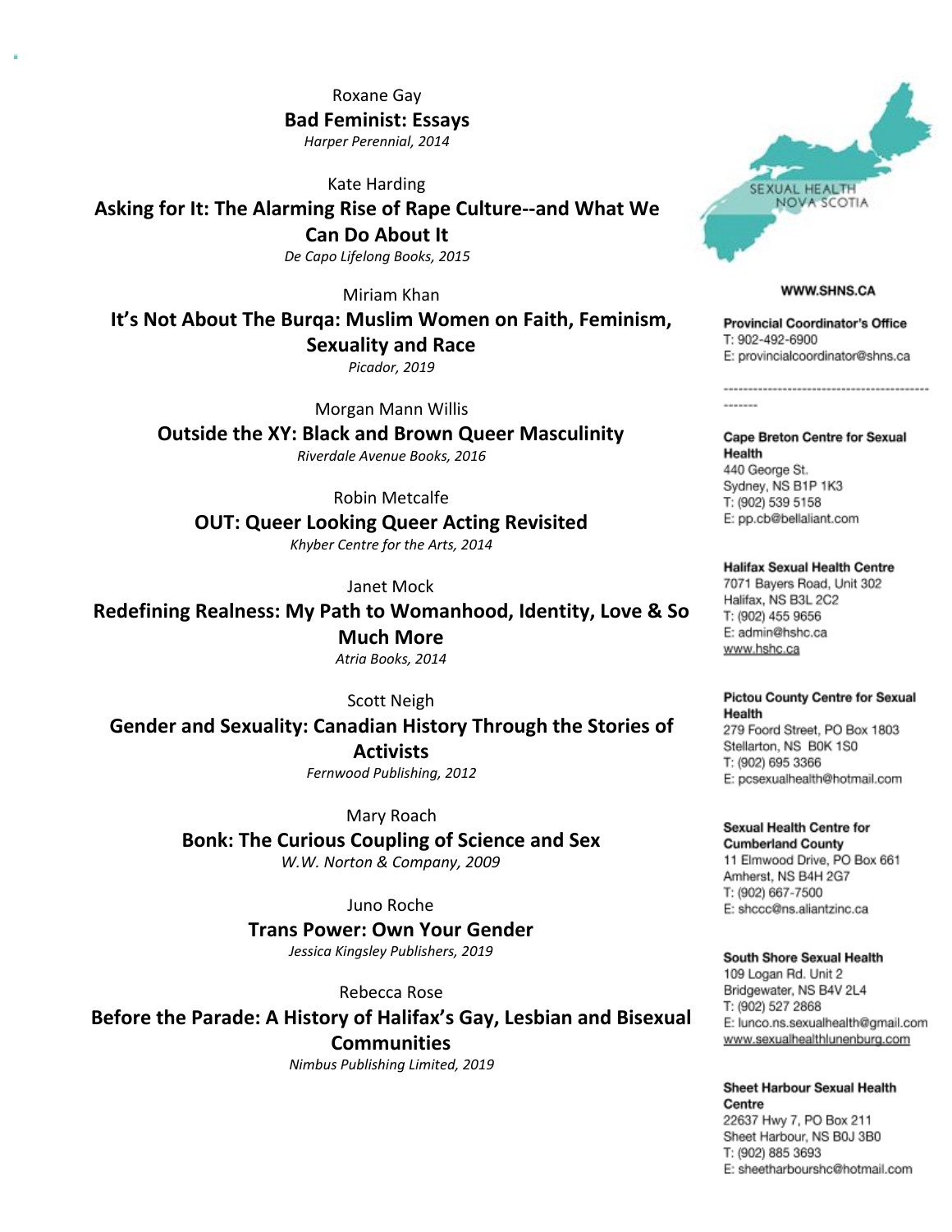Roxane Gay
**Bad Feminist: Essays**
*Harper Perennial, 2014*

Kate Harding
**Asking for It: The Alarming Rise of Rape Culture--and What We Can Do About It**
*De Capo Lifelong Books, 2015*

Miriam Khan
**It's Not About The Burqa: Muslim Women on Faith, Feminism, Sexuality and Race**
*Picador, 2019*

Morgan Mann Willis
**Outside the XY: Black and Brown Queer Masculinity**
*Riverdale Avenue Books, 2016*

Robin Metcalfe
**OUT: Queer Looking Queer Acting Revisited**
*Khyber Centre for the Arts, 2014*

Janet Mock
**Redefining Realness: My Path to Womanhood, Identity, Love & So Much More**
*Atria Books, 2014*

Scott Neigh
**Gender and Sexuality: Canadian History Through the Stories of Activists**
*Fernwood Publishing, 2012*

Mary Roach
**Bonk: The Curious Coupling of Science and Sex**
*W.W. Norton & Company, 2009*

Juno Roche
**Trans Power: Own Your Gender**
*Jessica Kingsley Publishers, 2019*

Rebecca Rose
**Before the Parade: A History of Halifax's Gay, Lesbian and Bisexual Communities**
*Nimbus Publishing Limited, 2019*

SEXUAL HEALTH NOVA SCOTIA

**WWW.SHNS.CA**

**Provincial Coordinator's Office**
T: 902-492-6900
E: provincialcoordinator@shns.ca

---

**Cape Breton Centre for Sexual Health**
440 George St.
Sydney, NS B1P 1K3
T: (902) 539 5158
E: pp.cb@bellaliant.com

**Halifax Sexual Health Centre**
7071 Bayers Road, Unit 302
Halifax, NS B3L 2C2
T: (902) 455 9656
E: admin@hshc.ca
www.hshc.ca

**Pictou County Centre for Sexual Health**
279 Foord Street, PO Box 1803
Stellarton, NS B0K 1S0
T: (902) 695 3366
E: pcsexualhealth@hotmail.com

**Sexual Health Centre for Cumberland County**
11 Elmwood Drive, PO Box 661
Amherst, NS B4H 2G7
T: (902) 667-7500
E: shccc@ns.aliantzinc.ca

**South Shore Sexual Health**
109 Logan Rd. Unit 2
Bridgewater, NS B4V 2L4
T: (902) 527 2868
E: lunco.ns.sexualhealth@gmail.com
www.sexualhealthlunenburg.com

**Sheet Harbour Sexual Health Centre**
22637 Hwy 7, PO Box 211
Sheet Harbour, NS B0J 3B0
T: (902) 885 3693
E: sheetharbourshc@hotmail.com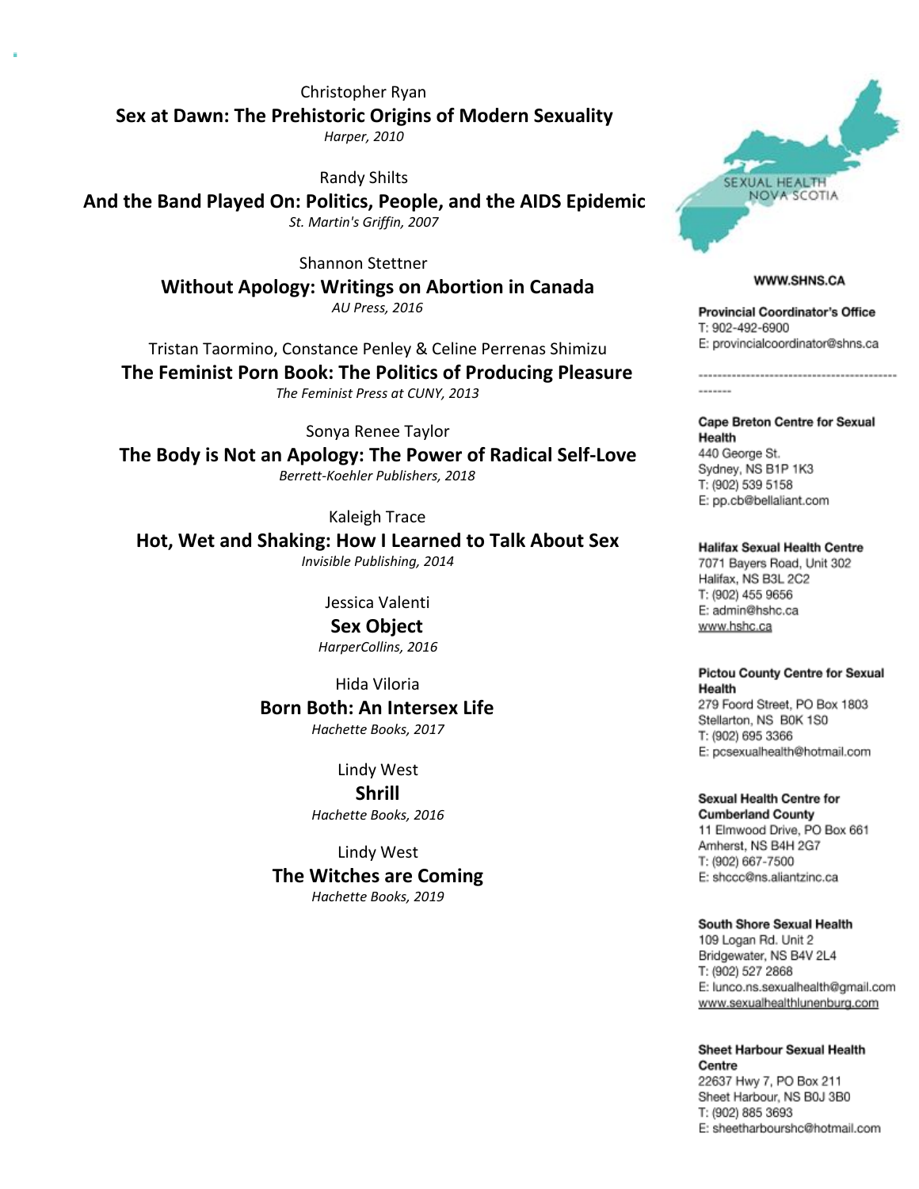Christopher Ryan
**Sex at Dawn: The Prehistoric Origins of Modern Sexuality**
*Harper, 2010*

Randy Shilts
**And the Band Played On: Politics, People, and the AIDS Epidemic**
*St. Martin's Griffin, 2007*

Shannon Stettner
**Without Apology: Writings on Abortion in Canada**
*AU Press, 2016*

Tristan Taormino, Constance Penley & Celine Perrenas Shimizu
**The Feminist Porn Book: The Politics of Producing Pleasure**
*The Feminist Press at CUNY, 2013*

Sonya Renee Taylor
**The Body is Not an Apology: The Power of Radical Self-Love**
*Berrett-Koehler Publishers, 2018*

Kaleigh Trace
**Hot, Wet and Shaking: How I Learned to Talk About Sex**
*Invisible Publishing, 2014*

Jessica Valenti
**Sex Object**
*HarperCollins, 2016*

Hida Viloria
**Born Both: An Intersex Life**
*Hachette Books, 2017*

Lindy West
**Shrill**
*Hachette Books, 2016*

Lindy West
**The Witches are Coming**
*Hachette Books, 2019*

SEXUAL HEALTH NOVA SCOTIA

**WWW.SHNS.CA**

**Provincial Coordinator's Office**
T: 902-492-6900
E: provincialcoordinator@shns.ca

---

**Cape Breton Centre for Sexual Health**
440 George St.
Sydney, NS B1P 1K3
T: (902) 539 5158
E: pp.cb@bellaliant.com

**Halifax Sexual Health Centre**
7071 Bayers Road, Unit 302
Halifax, NS B3L 2C2
T: (902) 455 9656
E: admin@hshc.ca
www.hshc.ca

**Pictou County Centre for Sexual Health**
279 Foord Street, PO Box 1803
Stellarton, NS B0K 1S0
T: (902) 695 3366
E: pcsexualhealth@hotmail.com

**Sexual Health Centre for Cumberland County**
11 Elmwood Drive, PO Box 661
Amherst, NS B4H 2G7
T: (902) 667-7500
E: shccc@ns.aliantzinc.ca

**South Shore Sexual Health**
109 Logan Rd. Unit 2
Bridgewater, NS B4V 2L4
T: (902) 527 2868
E: lunco.ns.sexualhealth@gmail.com
www.sexualhealthlunenburg.com

**Sheet Harbour Sexual Health Centre**
22637 Hwy 7, PO Box 211
Sheet Harbour, NS B0J 3B0
T: (902) 885 3693
E: sheetharbourshc@hotmail.com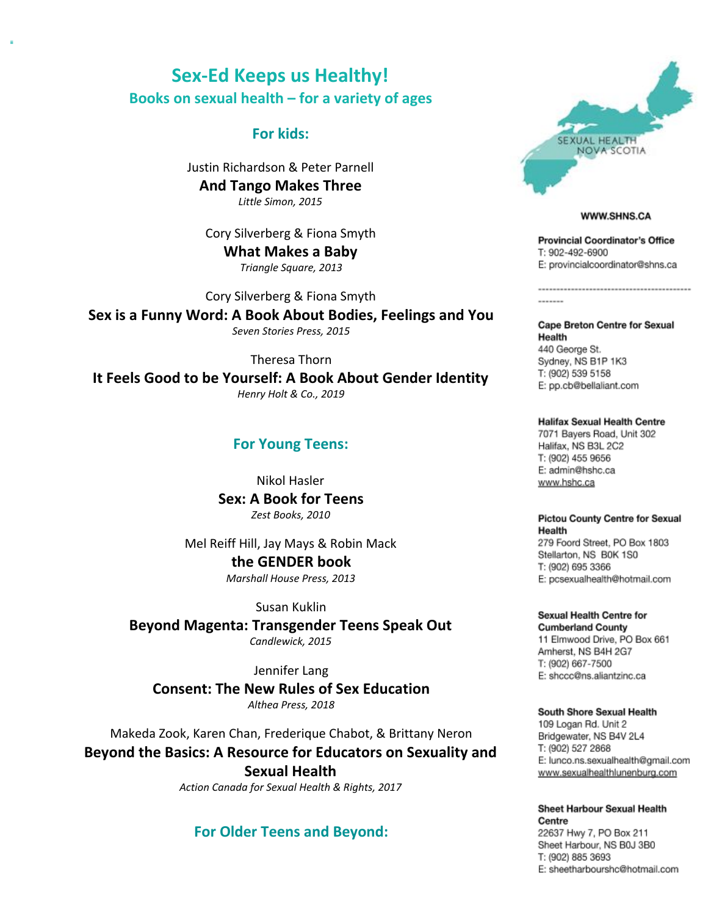# Sex-Ed Keeps us Healthy!

## Books on sexual health – for a variety of ages

### For kids:

Justin Richardson & Peter Parnell
**And Tango Makes Three**
*Little Simon, 2015*

Cory Silverberg & Fiona Smyth
**What Makes a Baby**
*Triangle Square, 2013*

Cory Silverberg & Fiona Smyth
**Sex is a Funny Word: A Book About Bodies, Feelings and You**
*Seven Stories Press, 2015*

Theresa Thorn
**It Feels Good to be Yourself: A Book About Gender Identity**
*Henry Holt & Co., 2019*

### For Young Teens:

Nikol Hasler
**Sex: A Book for Teens**
*Zest Books, 2010*

Mel Reiff Hill, Jay Mays & Robin Mack
**the GENDER book**
*Marshall House Press, 2013*

Susan Kuklin
**Beyond Magenta: Transgender Teens Speak Out**
*Candlewick, 2015*

Jennifer Lang
**Consent: The New Rules of Sex Education**
*Althea Press, 2018*

Makeda Zook, Karen Chan, Frederique Chabot, & Brittany Neron
**Beyond the Basics: A Resource for Educators on Sexuality and Sexual Health**
*Action Canada for Sexual Health & Rights, 2017*

### For Older Teens and Beyond:

---

SEXUAL HEALTH NOVA SCOTIA

**WWW.SHNS.CA**

**Provincial Coordinator's Office**
T: 902-492-6900
E: provincialcoordinator@shns.ca

---

**Cape Breton Centre for Sexual Health**
440 George St.
Sydney, NS B1P 1K3
T: (902) 539 5158
E: pp.cb@bellaliant.com

**Halifax Sexual Health Centre**
7071 Bayers Road, Unit 302
Halifax, NS B3L 2C2
T: (902) 455 9656
E: admin@hshc.ca
www.hshc.ca

**Pictou County Centre for Sexual Health**
279 Foord Street, PO Box 1803
Stellarton, NS B0K 1S0
T: (902) 695 3366
E: pcsexualhealth@hotmail.com

**Sexual Health Centre for Cumberland County**
11 Elmwood Drive, PO Box 661
Amherst, NS B4H 2G7
T: (902) 667-7500
E: shccc@ns.aliantzinc.ca

**South Shore Sexual Health**
109 Logan Rd. Unit 2
Bridgewater, NS B4V 2L4
T: (902) 527 2868
E: lunco.ns.sexualhealth@gmail.com
www.sexualhealthlunenburg.com

**Sheet Harbour Sexual Health Centre**
22637 Hwy 7, PO Box 211
Sheet Harbour, NS B0J 3B0
T: (902) 885 3693
E: sheetharbourshc@hotmail.com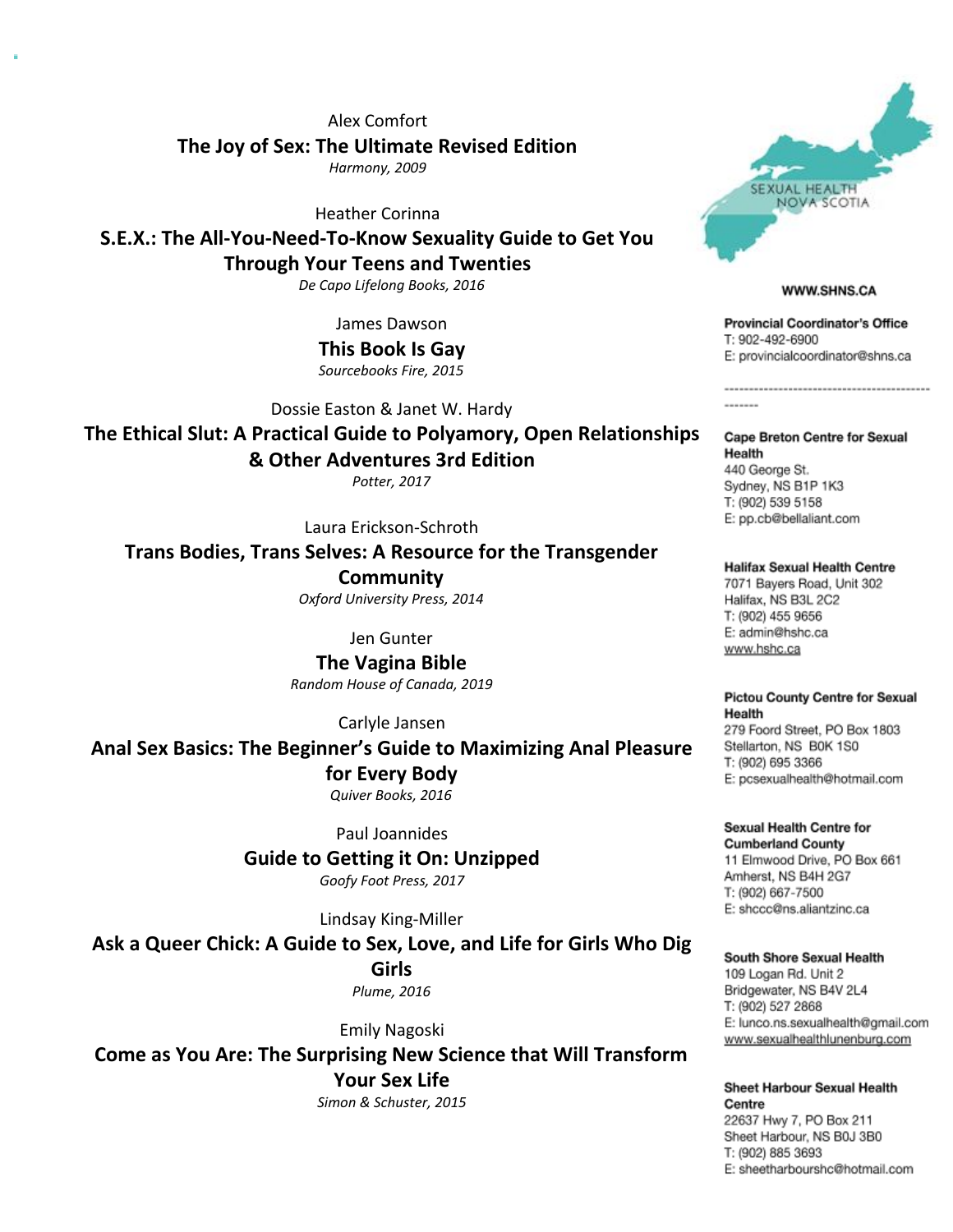Alex Comfort
**The Joy of Sex: The Ultimate Revised Edition**
*Harmony, 2009*

Heather Corinna
**S.E.X.: The All-You-Need-To-Know Sexuality Guide to Get You Through Your Teens and Twenties**
*De Capo Lifelong Books, 2016*

James Dawson
**This Book Is Gay**
*Sourcebooks Fire, 2015*

Dossie Easton & Janet W. Hardy
**The Ethical Slut: A Practical Guide to Polyamory, Open Relationships & Other Adventures 3rd Edition**
*Potter, 2017*

Laura Erickson-Schroth
**Trans Bodies, Trans Selves: A Resource for the Transgender Community**
*Oxford University Press, 2014*

Jen Gunter
**The Vagina Bible**
*Random House of Canada, 2019*

Carlyle Jansen
**Anal Sex Basics: The Beginner's Guide to Maximizing Anal Pleasure for Every Body**
*Quiver Books, 2016*

Paul Joannides
**Guide to Getting it On: Unzipped**
*Goofy Foot Press, 2017*

Lindsay King-Miller
**Ask a Queer Chick: A Guide to Sex, Love, and Life for Girls Who Dig Girls**
*Plume, 2016*

Emily Nagoski
**Come as You Are: The Surprising New Science that Will Transform Your Sex Life**
*Simon & Schuster, 2015*

SEXUAL HEALTH NOVA SCOTIA

**WWW.SHNS.CA**

**Provincial Coordinator's Office**
T: 902-492-6900
E: provincialcoordinator@shns.ca

---

**Cape Breton Centre for Sexual Health**
440 George St.
Sydney, NS B1P 1K3
T: (902) 539 5158
E: pp.cb@bellaliant.com

**Halifax Sexual Health Centre**
7071 Bayers Road, Unit 302
Halifax, NS B3L 2C2
T: (902) 455 9656
E: admin@hshc.ca
www.hshc.ca

**Pictou County Centre for Sexual Health**
279 Foord Street, PO Box 1803
Stellarton, NS B0K 1S0
T: (902) 695 3366
E: pcsexualhealth@hotmail.com

**Sexual Health Centre for Cumberland County**
11 Elmwood Drive, PO Box 661
Amherst, NS B4H 2G7
T: (902) 667-7500
E: shccc@ns.aliantzinc.ca

**South Shore Sexual Health**
109 Logan Rd. Unit 2
Bridgewater, NS B4V 2L4
T: (902) 527 2868
E: lunco.ns.sexualhealth@gmail.com
www.sexualhealthlunenburg.com

**Sheet Harbour Sexual Health Centre**
22637 Hwy 7, PO Box 211
Sheet Harbour, NS B0J 3B0
T: (902) 885 3693
E: sheetharbourshc@hotmail.com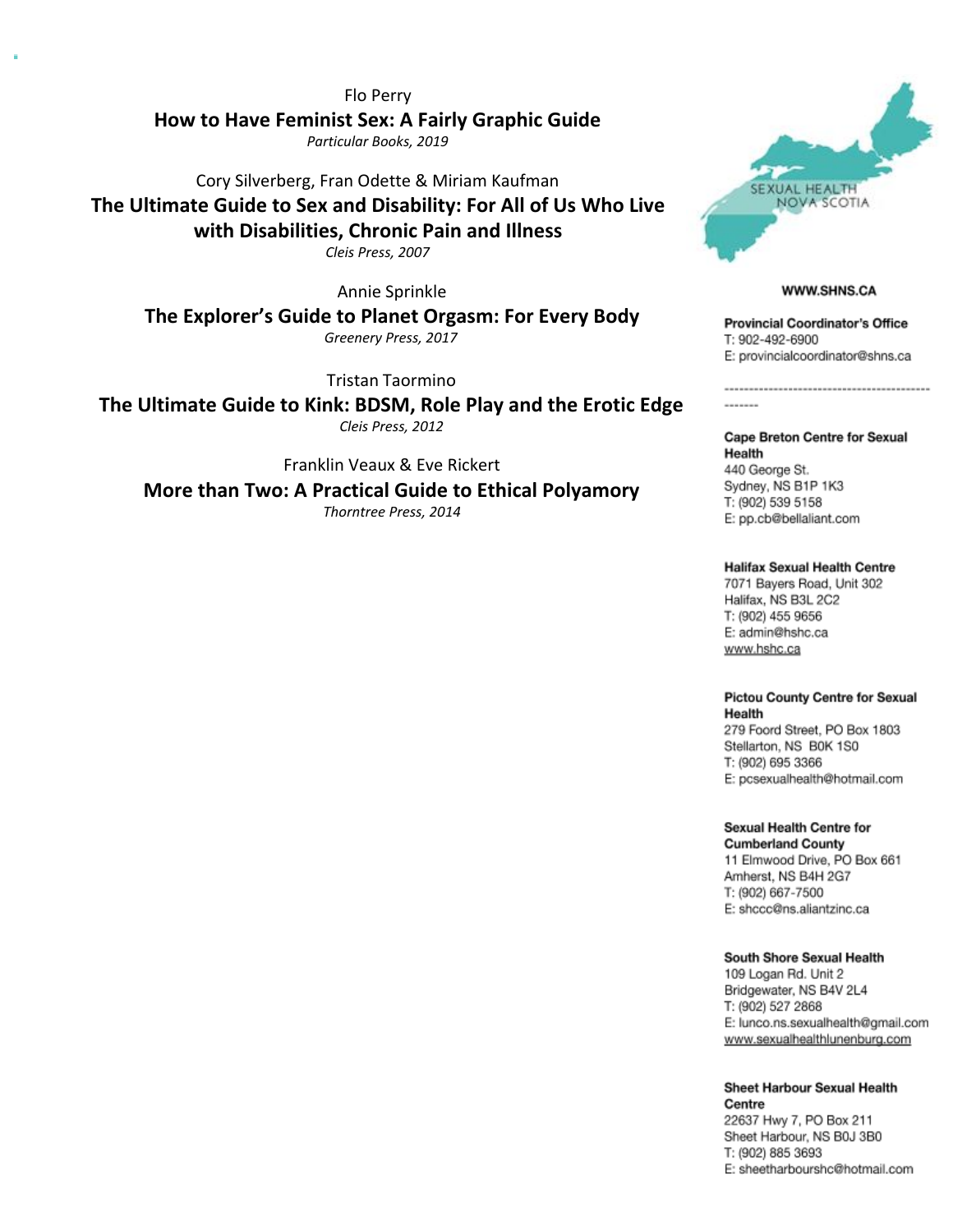Flo Perry

**How to Have Feminist Sex: A Fairly Graphic Guide**

*Particular Books, 2019*

Cory Silverberg, Fran Odette & Miriam Kaufman

**The Ultimate Guide to Sex and Disability: For All of Us Who Live with Disabilities, Chronic Pain and Illness**

*Cleis Press, 2007*

Annie Sprinkle

**The Explorer's Guide to Planet Orgasm: For Every Body**

*Greenery Press, 2017*

Tristan Taormino

**The Ultimate Guide to Kink: BDSM, Role Play and the Erotic Edge**

*Cleis Press, 2012*

Franklin Veaux & Eve Rickert

**More than Two: A Practical Guide to Ethical Polyamory**

*Thorntree Press, 2014*

SEXUAL HEALTH NOVA SCOTIA

**WWW.SHNS.CA**

**Provincial Coordinator's Office**
T: 902-492-6900
E: provincialcoordinator@shns.ca

---

**Cape Breton Centre for Sexual Health**
440 George St.
Sydney, NS B1P 1K3
T: (902) 539 5158
E: pp.cb@bellaliant.com

**Halifax Sexual Health Centre**
7071 Bayers Road, Unit 302
Halifax, NS B3L 2C2
T: (902) 455 9656
E: admin@hshc.ca
www.hshc.ca

**Pictou County Centre for Sexual Health**
279 Foord Street, PO Box 1803
Stellarton, NS B0K 1S0
T: (902) 695 3366
E: pcsexualhealth@hotmail.com

**Sexual Health Centre for Cumberland County**
11 Elmwood Drive, PO Box 661
Amherst, NS B4H 2G7
T: (902) 667-7500
E: shccc@ns.aliantzinc.ca

**South Shore Sexual Health**
109 Logan Rd. Unit 2
Bridgewater, NS B4V 2L4
T: (902) 527 2868
E: lunco.ns.sexualhealth@gmail.com
www.sexualhealthlunenburg.com

**Sheet Harbour Sexual Health Centre**
22637 Hwy 7, PO Box 211
Sheet Harbour, NS B0J 3B0
T: (902) 885 3693
E: sheetharbourshc@hotmail.com